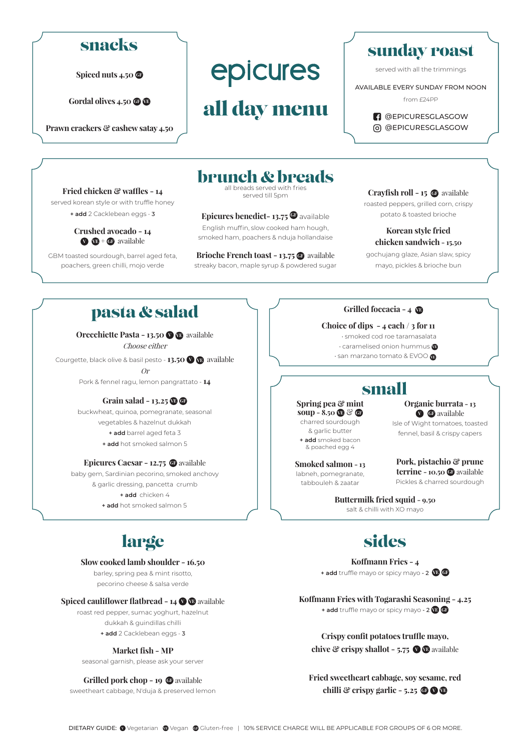# epicures

# all day menu

## snacks

**Spiced nuts 4.50** GF

**Gordal olives 4.50** GF VE

**Prawn crackers & cashew satay 4.50**

## sunday roast

served with all the trimmings

AVAILABLE EVERY SUNDAY FROM NOON

from £24PP

@EPICURESGLASGOW

@EPICURESGLASGOW

## brunch & breads

all breads served with fries
served till 5pm

**Fried chicken & waffles - 14**
served korean style or with truffle honey
+ **add** 2 Cacklebean eggs - **3**

**Crushed avocado - 14**
V VE + GF available
GBM toasted sourdough, barrel aged feta, poachers, green chilli, mojo verde

**Epicures benedict- 13.75** GF available
English muffin, slow cooked ham hough, smoked ham, poachers & nduja hollandaise

**Brioche French toast - 13.75** GF available
streaky bacon, maple syrup & powdered sugar

**Crayfish roll - 15** GF available
roasted peppers, grilled corn, crispy potato & toasted brioche

**Korean style fried chicken sandwich - 15.50**
gochujang glaze, Asian slaw, spicy mayo, pickles & brioche bun

## pasta & salad

**Orecchiette Pasta - 13.50** V VE available
*Choose either*
Courgette, black olive & basil pesto - **13.50** V VE available
*Or*
Pork & fennel ragu, lemon pangrattato - **14**

**Grain salad - 13.25** VE GF
buckwheat, quinoa, pomegranate, seasonal vegetables & hazelnut dukkah
+ **add** barrel aged feta 3
+ **add** hot smoked salmon 5

**Epicures Caesar - 12.75** GF available
baby gem, Sardinian pecorino, smoked anchovy & garlic dressing, pancetta crumb
+ **add** chicken 4
+ **add** hot smoked salmon 5

**Grilled foccacia - 4** VE

**Choice of dips - 4 each / 3 for 11**
- smoked cod roe taramasalata
- caramelised onion hummus VE
- san marzano tomato & EVOO VE

## small

**Spring pea & mint soup - 8.50** VE & GF
charred sourdough & garlic butter
+ **add** smoked bacon & poached egg 4

**Organic burrata - 13**
V GF available
Isle of Wight tomatoes, toasted fennel, basil & crispy capers

**Smoked salmon - 13**
labneh, pomegranate, tabbouleh & zaatar

**Pork, pistachio & prune terrine - 10.50** GF available
Pickles & charred sourdough

**Buttermilk fried squid - 9.50**
salt & chilli with XO mayo

## large

**Slow cooked lamb shoulder - 16.50**
barley, spring pea & mint risotto, pecorino cheese & salsa verde

**Spiced cauliflower flatbread - 14** V VE available
roast red pepper, sumac yoghurt, hazelnut dukkah & guindillas chilli
+ **add** 2 Cacklebean eggs - **3**

**Market fish - MP**
seasonal garnish, please ask your server

**Grilled pork chop - 19** GF available
sweetheart cabbage, N'duja & preserved lemon

## sides

**Koffmann Fries - 4**
+ **add** truffle mayo or spicy mayo - 2 VE GF

**Koffmann Fries with Togarashi Seasoning - 4.25**
+ **add** truffle mayo or spicy mayo - 2 VE GF

**Crispy confit potatoes truffle mayo, chive & crispy shallot - 5.75** V VE available

**Fried sweetheart cabbage, soy sesame, red chilli & crispy garlic - 5.25** GF V VE

DIETARY GUIDE: V Vegetarian VE Vegan GF Gluten-free | 10% SERVICE CHARGE WILL BE APPLICABLE FOR GROUPS OF 6 OR MORE.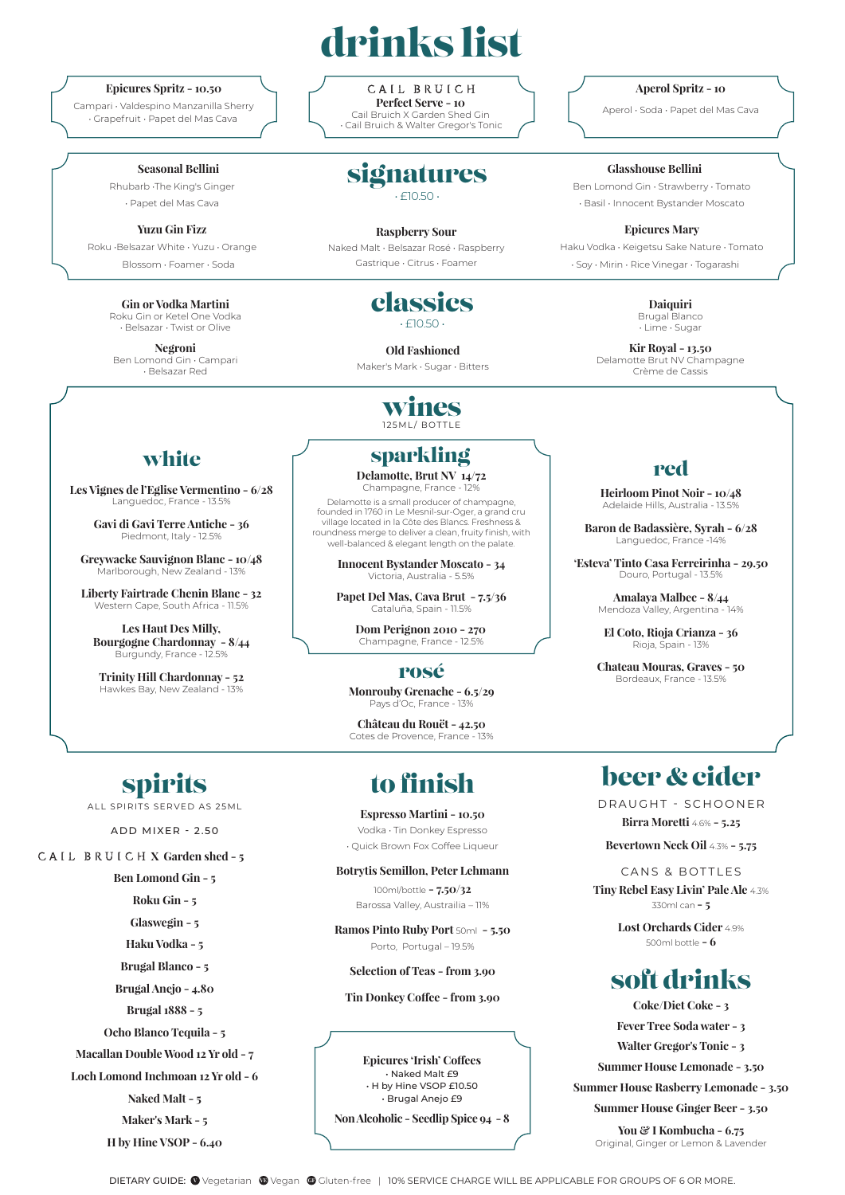# drinks list

**Epicures Spritz - 10.50**
Campari · Valdespino Manzanilla Sherry · Grapefruit · Papet del Mas Cava

**CAIL BRUICH Perfect Serve - 10**
Cail Bruich X Garden Shed Gin · Cail Bruich & Walter Gregor's Tonic

**Aperol Spritz - 10**
Aperol · Soda · Papet del Mas Cava

## signatures

· £10.50 ·

**Seasonal Bellini**
Rhubarb ·The King's Ginger · Papet del Mas Cava

**Yuzu Gin Fizz**
Roku ·Belsazar White · Yuzu · Orange Blossom · Foamer · Soda

**Raspberry Sour**
Naked Malt · Belsazar Rosé · Raspberry Gastrique · Citrus · Foamer

**Glasshouse Bellini**
Ben Lomond Gin · Strawberry · Tomato · Basil · Innocent Bystander Moscato

**Epicures Mary**
Haku Vodka · Keigetsu Sake Nature · Tomato · Soy · Mirin · Rice Vinegar · Togarashi

## classics

· £10.50 ·

**Gin or Vodka Martini**
Roku Gin or Ketel One Vodka · Belsazar · Twist or Olive

**Negroni**
Ben Lomond Gin · Campari · Belsazar Red

**Old Fashioned**
Maker's Mark · Sugar · Bitters

**Daiquiri**
Brugal Blanco · Lime · Sugar

**Kir Royal - 13.50**
Delamotte Brut NV Champagne Crème de Cassis

## wines

125ML/ BOTTLE

### white

**Les Vignes de l'Eglise Vermentino - 6/28**
Languedoc, France - 13.5%

**Gavi di Gavi Terre Antiche - 36**
Piedmont, Italy - 12.5%

**Greywacke Sauvignon Blanc - 10/48**
Marlborough, New Zealand - 13%

**Liberty Fairtrade Chenin Blanc - 32**
Western Cape, South Africa - 11.5%

**Les Haut Des Milly, Bourgogne Chardonnay - 8/44**
Burgundy, France - 12.5%

**Trinity Hill Chardonnay - 52**
Hawkes Bay, New Zealand - 13%

### sparkling

**Delamotte, Brut NV 14/72**
Champagne, France - 12%
Delamotte is a small producer of champagne, founded in 1760 in Le Mesnil-sur-Oger, a grand cru village located in la Côte des Blancs. Freshness & roundness merge to deliver a clean, fruity finish, with well-balanced & elegant length on the palate.

**Innocent Bystander Moscato - 34**
Victoria, Australia - 5.5%

**Papet Del Mas, Cava Brut - 7.5/36**
Cataluña, Spain - 11.5%

**Dom Perignon 2010 - 270**
Champagne, France - 12.5%

### rosé

**Monrouby Grenache - 6.5/29**
Pays d'Oc, France - 13%

**Château du Rouët - 42.50**
Cotes de Provence, France - 13%

### red

**Heirloom Pinot Noir - 10/48**
Adelaide Hills, Australia - 13.5%

**Baron de Badassière, Syrah - 6/28**
Languedoc, France -14%

**'Esteva' Tinto Casa Ferreirinha - 29.50**
Douro, Portugal - 13.5%

**Amalaya Malbec - 8/44**
Mendoza Valley, Argentina - 14%

**El Coto, Rioja Crianza - 36**
Rioja, Spain - 13%

**Chateau Mouras, Graves - 50**
Bordeaux, France - 13.5%

## spirits

ALL SPIRITS SERVED AS 25ML

ADD MIXER - 2.50

**CAIL BRUICH X Garden shed - 5**
**Ben Lomond Gin - 5**
**Roku Gin - 5**
**Glaswegin - 5**
**Haku Vodka - 5**
**Brugal Blanco - 5**
**Brugal Anejo - 4.80**
**Brugal 1888 - 5**
**Ocho Blanco Tequila - 5**
**Macallan Double Wood 12 Yr old - 7**
**Loch Lomond Inchmoan 12 Yr old - 6**
**Naked Malt - 5**
**Maker's Mark - 5**
**H by Hine VSOP - 6.40**

## to finish

**Espresso Martini - 10.50**
Vodka · Tin Donkey Espresso · Quick Brown Fox Coffee Liqueur

**Botrytis Semillon, Peter Lehmann**
100ml/bottle **- 7.50/32**
Barossa Valley, Australia – 11%

**Ramos Pinto Ruby Port** 50ml **- 5.50**
Porto, Portugal - 19.5%

**Selection of Teas - from 3.90**

**Tin Donkey Coffee - from 3.90**

**Epicures 'Irish' Coffees**
· Naked Malt £9
· H by Hine VSOP £10.50
· Brugal Anejo £9

**Non Alcoholic - Seedlip Spice 94 - 8**

## beer & cider

DRAUGHT - SCHOONER

**Birra Moretti** 4.6% **- 5.25**

**Bevertown Neck Oil** 4.3% **- 5.75**

CANS & BOTTLES

**Tiny Rebel Easy Livin' Pale Ale** 4.3%
330ml can **- 5**

**Lost Orchards Cider** 4.9%
500ml bottle **- 6**

## soft drinks

**Coke/Diet Coke - 3**
**Fever Tree Soda water - 3**
**Walter Gregor's Tonic - 3**
**Summer House Lemonade - 3.50**
**Summer House Rasberry Lemonade - 3.50**
**Summer House Ginger Beer - 3.50**
**You & I Kombucha - 6.75**
Original, Ginger or Lemon & Lavender

DIETARY GUIDE: V Vegetarian VE Vegan GF Gluten-free | 10% SERVICE CHARGE WILL BE APPLICABLE FOR GROUPS OF 6 OR MORE.